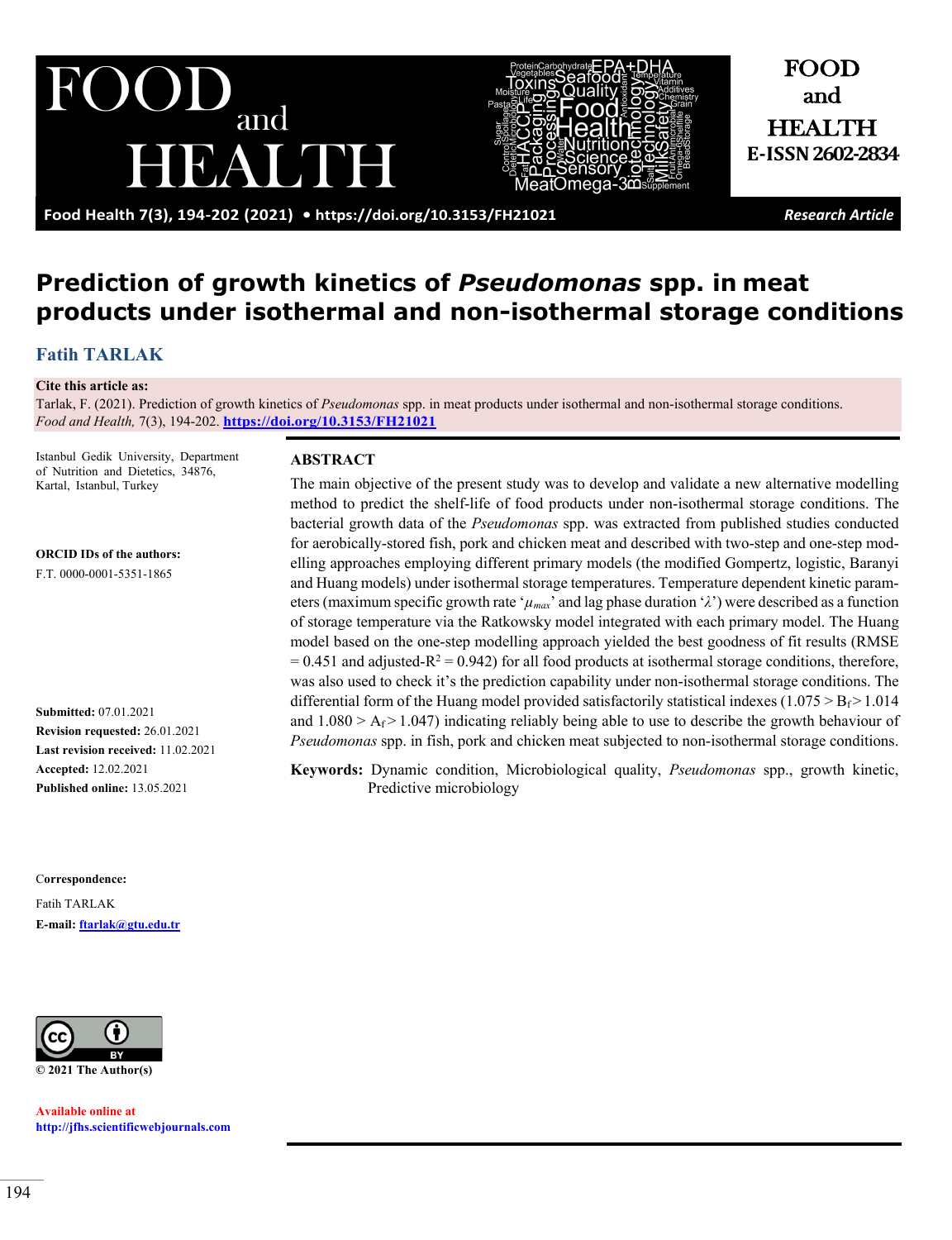Research Article

# Prediction of growth kinetics of *Pseudomonas* spp. in meat products under isothermal and non-isothermal storage conditions

**Fatih TARLAK**

**Cite this article as:**
Tarlak, F. (2021). Prediction of growth kinetics of *Pseudomonas* spp. in meat products under isothermal and non-isothermal storage conditions. *Food and Health,* 7(3), 194-202. https://doi.org/10.3153/FH21021

Istanbul Gedik University, Department of Nutrition and Dietetics, 34876, Kartal, Istanbul, Turkey

**ORCID IDs of the authors:**
F.T. 0000-0001-5351-1865

**Submitted:** 07.01.2021
**Revision requested:** 26.01.2021
**Last revision received:** 11.02.2021
**Accepted:** 12.02.2021
**Published online:** 13.05.2021

**Correspondence:**
Fatih TARLAK
**E-mail:** ftarlak@gtu.edu.tr

© 2021 The Author(s)

Available online at http://jfhs.scientificwebjournals.com

## ABSTRACT

The main objective of the present study was to develop and validate a new alternative modelling method to predict the shelf-life of food products under non-isothermal storage conditions. The bacterial growth data of the *Pseudomonas* spp. was extracted from published studies conducted for aerobically-stored fish, pork and chicken meat and described with two-step and one-step modelling approaches employing different primary models (the modified Gompertz, logistic, Baranyi and Huang models) under isothermal storage temperatures. Temperature dependent kinetic parameters (maximum specific growth rate '$\mu_{max}$' and lag phase duration '$\lambda$') were described as a function of storage temperature via the Ratkowsky model integrated with each primary model. The Huang model based on the one-step modelling approach yielded the best goodness of fit results (RMSE = 0.451 and adjusted-$R^2$ = 0.942) for all food products at isothermal storage conditions, therefore, was also used to check it's the prediction capability under non-isothermal storage conditions. The differential form of the Huang model provided satisfactorily statistical indexes ($1.075 > B_f > 1.014$ and $1.080 > A_f > 1.047$) indicating reliably being able to use to describe the growth behaviour of *Pseudomonas* spp. in fish, pork and chicken meat subjected to non-isothermal storage conditions.

**Keywords:** Dynamic condition, Microbiological quality, *Pseudomonas* spp., growth kinetic, Predictive microbiology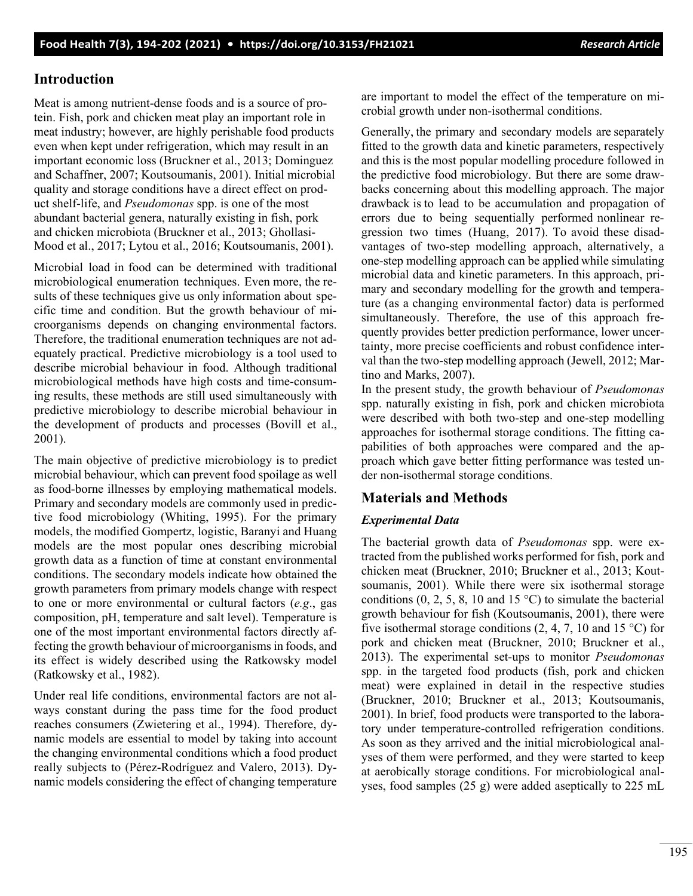## Introduction

Meat is among nutrient-dense foods and is a source of protein. Fish, pork and chicken meat play an important role in meat industry; however, are highly perishable food products even when kept under refrigeration, which may result in an important economic loss (Bruckner et al., 2013; Dominguez and Schaffner, 2007; Koutsoumanis, 2001). Initial microbial quality and storage conditions have a direct effect on product shelf-life, and *Pseudomonas* spp. is one of the most abundant bacterial genera, naturally existing in fish, pork and chicken microbiota (Bruckner et al., 2013; Ghollasi-Mood et al., 2017; Lytou et al., 2016; Koutsoumanis, 2001).

Microbial load in food can be determined with traditional microbiological enumeration techniques. Even more, the results of these techniques give us only information about specific time and condition. But the growth behaviour of microorganisms depends on changing environmental factors. Therefore, the traditional enumeration techniques are not adequately practical. Predictive microbiology is a tool used to describe microbial behaviour in food. Although traditional microbiological methods have high costs and time-consuming results, these methods are still used simultaneously with predictive microbiology to describe microbial behaviour in the development of products and processes (Bovill et al., 2001).

The main objective of predictive microbiology is to predict microbial behaviour, which can prevent food spoilage as well as food-borne illnesses by employing mathematical models. Primary and secondary models are commonly used in predictive food microbiology (Whiting, 1995). For the primary models, the modified Gompertz, logistic, Baranyi and Huang models are the most popular ones describing microbial growth data as a function of time at constant environmental conditions. The secondary models indicate how obtained the growth parameters from primary models change with respect to one or more environmental or cultural factors (*e.g*., gas composition, pH, temperature and salt level). Temperature is one of the most important environmental factors directly affecting the growth behaviour of microorganisms in foods, and its effect is widely described using the Ratkowsky model (Ratkowsky et al., 1982).

Under real life conditions, environmental factors are not always constant during the pass time for the food product reaches consumers (Zwietering et al., 1994). Therefore, dynamic models are essential to model by taking into account the changing environmental conditions which a food product really subjects to (Pérez-Rodríguez and Valero, 2013). Dynamic models considering the effect of changing temperature are important to model the effect of the temperature on microbial growth under non-isothermal conditions.

Generally, the primary and secondary models are separately fitted to the growth data and kinetic parameters, respectively and this is the most popular modelling procedure followed in the predictive food microbiology. But there are some drawbacks concerning about this modelling approach. The major drawback is to lead to be accumulation and propagation of errors due to being sequentially performed nonlinear regression two times (Huang, 2017). To avoid these disadvantages of two-step modelling approach, alternatively, a one-step modelling approach can be applied while simulating microbial data and kinetic parameters. In this approach, primary and secondary modelling for the growth and temperature (as a changing environmental factor) data is performed simultaneously. Therefore, the use of this approach frequently provides better prediction performance, lower uncertainty, more precise coefficients and robust confidence interval than the two-step modelling approach (Jewell, 2012; Martino and Marks, 2007).

In the present study, the growth behaviour of *Pseudomonas* spp. naturally existing in fish, pork and chicken microbiota were described with both two-step and one-step modelling approaches for isothermal storage conditions. The fitting capabilities of both approaches were compared and the approach which gave better fitting performance was tested under non-isothermal storage conditions.

## Materials and Methods

### *Experimental Data*

The bacterial growth data of *Pseudomonas* spp. were extracted from the published works performed for fish, pork and chicken meat (Bruckner, 2010; Bruckner et al., 2013; Koutsoumanis, 2001). While there were six isothermal storage conditions (0, 2, 5, 8, 10 and 15 °C) to simulate the bacterial growth behaviour for fish (Koutsoumanis, 2001), there were five isothermal storage conditions (2, 4, 7, 10 and 15 °C) for pork and chicken meat (Bruckner, 2010; Bruckner et al., 2013). The experimental set-ups to monitor *Pseudomonas* spp. in the targeted food products (fish, pork and chicken meat) were explained in detail in the respective studies (Bruckner, 2010; Bruckner et al., 2013; Koutsoumanis, 2001). In brief, food products were transported to the laboratory under temperature-controlled refrigeration conditions. As soon as they arrived and the initial microbiological analyses of them were performed, and they were started to keep at aerobically storage conditions. For microbiological analyses, food samples (25 g) were added aseptically to 225 mL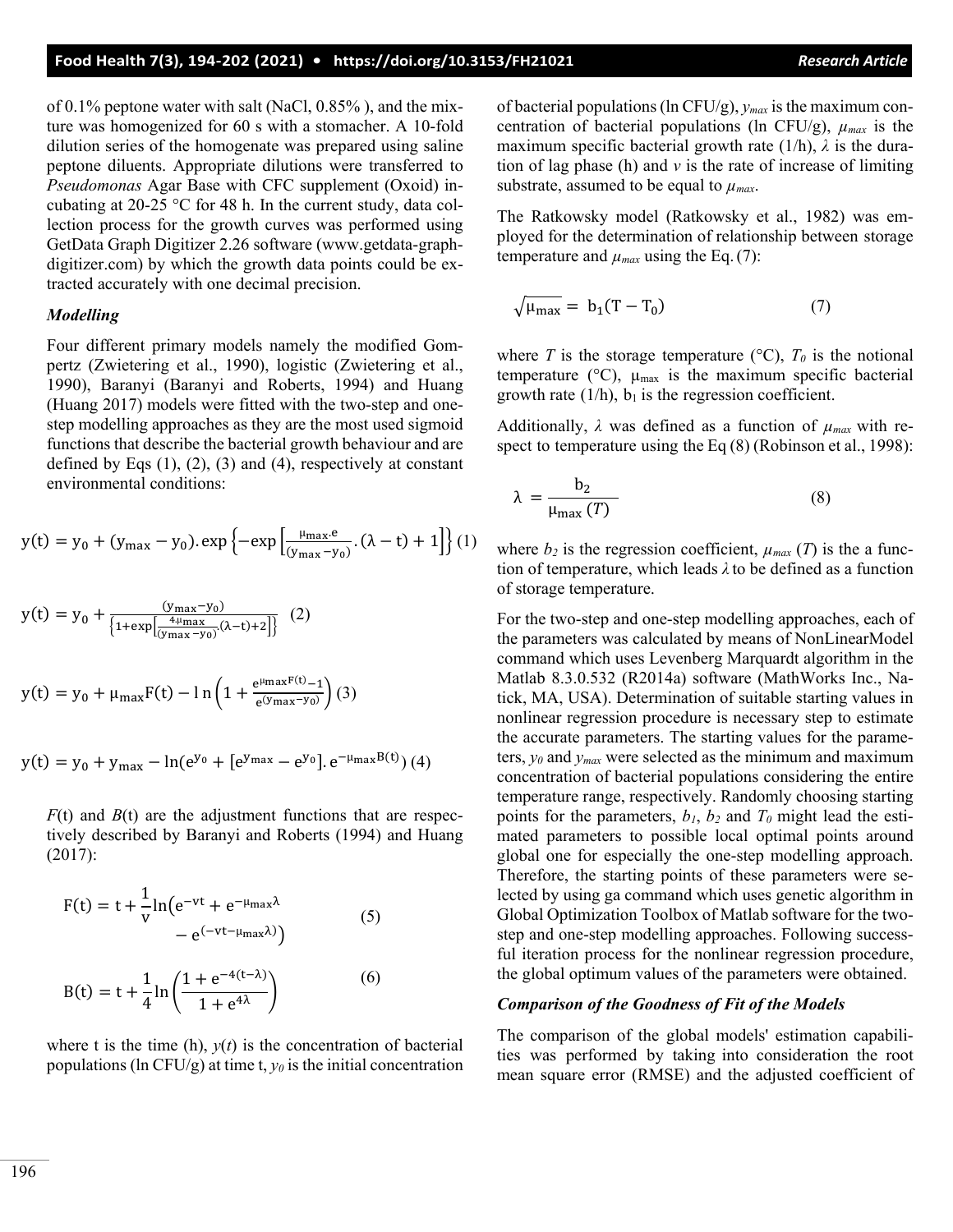of 0.1% peptone water with salt (NaCl, 0.85% ), and the mixture was homogenized for 60 s with a stomacher. A 10-fold dilution series of the homogenate was prepared using saline peptone diluents. Appropriate dilutions were transferred to *Pseudomonas* Agar Base with CFC supplement (Oxoid) incubating at 20-25 °C for 48 h. In the current study, data collection process for the growth curves was performed using GetData Graph Digitizer 2.26 software (www.getdata-graph-digitizer.com) by which the growth data points could be extracted accurately with one decimal precision.

### *Modelling*

Four different primary models namely the modified Gompertz (Zwietering et al., 1990), logistic (Zwietering et al., 1990), Baranyi (Baranyi and Roberts, 1994) and Huang (Huang 2017) models were fitted with the two-step and one-step modelling approaches as they are the most used sigmoid functions that describe the bacterial growth behaviour and are defined by Eqs (1), (2), (3) and (4), respectively at constant environmental conditions:

$$y(t) = y_0 + (y_{max} - y_0).\exp\left\{-\exp\left[\frac{\mu_{max}.e}{(y_{max} - y_0)}.(\lambda - t) + 1\right]\right\} \quad (1)$$

$$y(t) = y_0 + \frac{(y_{max} - y_0)}{\left\{1 + \exp\left[\frac{4.\mu_{max}}{(y_{max} - y_0)}.(\lambda - t) + 2\right]\right\}} \quad (2)$$

$$y(t) = y_0 + \mu_{max}F(t) - \ln\left(1 + \frac{e^{\mu_{max}F(t)} - 1}{e^{(y_{max} - y_0)}}\right) \quad (3)$$

$$y(t) = y_0 + y_{max} - \ln(e^{y_0} + [e^{y_{max}} - e^{y_0}].e^{-\mu_{max}B(t)}) \quad (4)$$

$F(t)$ and $B(t)$ are the adjustment functions that are respectively described by Baranyi and Roberts (1994) and Huang (2017):

$$F(t) = t + \frac{1}{v}\ln\left(e^{-vt} + e^{-\mu_{max}\lambda} - e^{(-vt - \mu_{max}\lambda)}\right) \quad (5)$$

$$B(t) = t + \frac{1}{4}\ln\left(\frac{1 + e^{-4(t-\lambda)}}{1 + e^{4\lambda}}\right) \quad (6)$$

where t is the time (h), $y(t)$ is the concentration of bacterial populations (ln CFU/g) at time t, $y_0$ is the initial concentration of bacterial populations (ln CFU/g), $y_{max}$ is the maximum concentration of bacterial populations (ln CFU/g), $\mu_{max}$ is the maximum specific bacterial growth rate (1/h), $\lambda$ is the duration of lag phase (h) and $v$ is the rate of increase of limiting substrate, assumed to be equal to $\mu_{max}$.

The Ratkowsky model (Ratkowsky et al., 1982) was employed for the determination of relationship between storage temperature and $\mu_{max}$ using the Eq. (7):

$$\sqrt{\mu_{max}} = b_1(T - T_0) \quad (7)$$

where $T$ is the storage temperature (°C), $T_0$ is the notional temperature (°C), $\mu_{max}$ is the maximum specific bacterial growth rate (1/h), $b_1$ is the regression coefficient.

Additionally, $\lambda$ was defined as a function of $\mu_{max}$ with respect to temperature using the Eq (8) (Robinson et al., 1998):

$$\lambda = \frac{b_2}{\mu_{max}(T)} \quad (8)$$

where $b_2$ is the regression coefficient, $\mu_{max}(T)$ is the a function of temperature, which leads $\lambda$ to be defined as a function of storage temperature.

For the two-step and one-step modelling approaches, each of the parameters was calculated by means of NonLinearModel command which uses Levenberg Marquardt algorithm in the Matlab 8.3.0.532 (R2014a) software (MathWorks Inc., Natick, MA, USA). Determination of suitable starting values in nonlinear regression procedure is necessary step to estimate the accurate parameters. The starting values for the parameters, $y_0$ and $y_{max}$ were selected as the minimum and maximum concentration of bacterial populations considering the entire temperature range, respectively. Randomly choosing starting points for the parameters, $b_1$, $b_2$ and $T_0$ might lead the estimated parameters to possible local optimal points around global one for especially the one-step modelling approach. Therefore, the starting points of these parameters were selected by using ga command which uses genetic algorithm in Global Optimization Toolbox of Matlab software for the two-step and one-step modelling approaches. Following successful iteration process for the nonlinear regression procedure, the global optimum values of the parameters were obtained.

### *Comparison of the Goodness of Fit of the Models*

The comparison of the global models' estimation capabilities was performed by taking into consideration the root mean square error (RMSE) and the adjusted coefficient of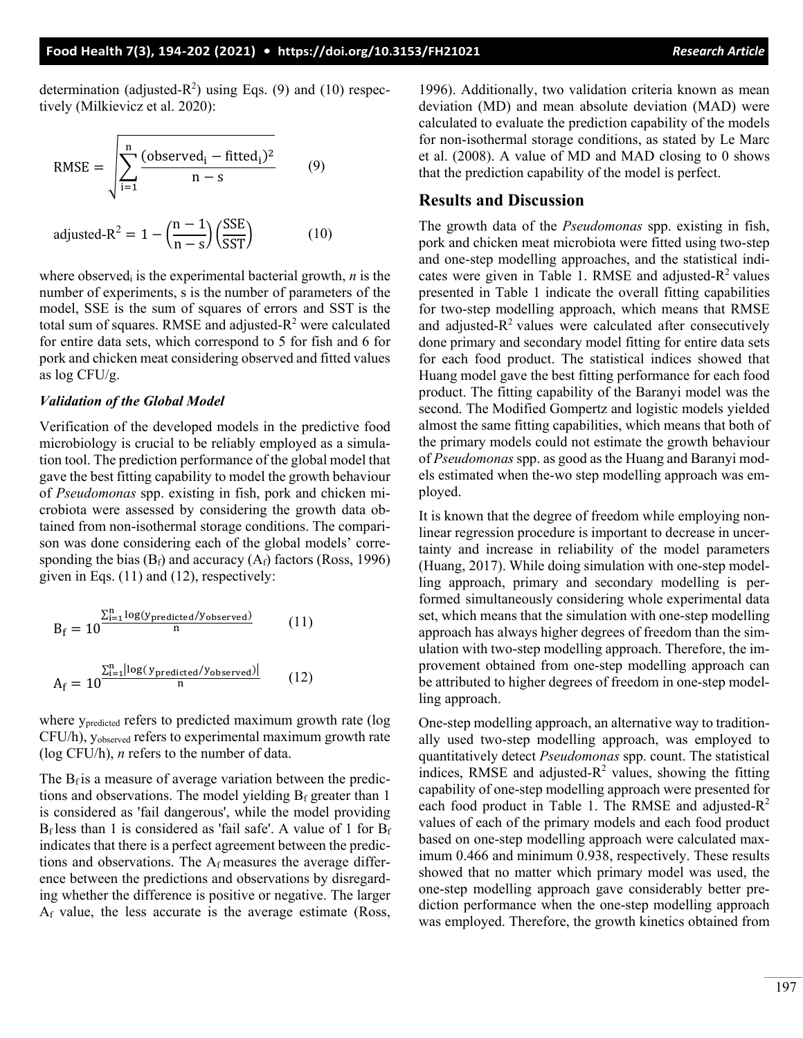determination (adjusted-$R^2$) using Eqs. (9) and (10) respectively (Milkievicz et al. 2020):

$$\mathrm{RMSE} = \sqrt{\sum_{i=1}^{n} \frac{(\mathrm{observed}_i - \mathrm{fitted}_i)^2}{n - s}} \qquad (9)$$

$$\text{adjusted-}R^2 = 1 - \left(\frac{n-1}{n-s}\right)\left(\frac{\mathrm{SSE}}{\mathrm{SST}}\right) \qquad (10)$$

where $\mathrm{observed}_i$ is the experimental bacterial growth, *n* is the number of experiments, s is the number of parameters of the model, SSE is the sum of squares of errors and SST is the total sum of squares. RMSE and adjusted-$R^2$ were calculated for entire data sets, which correspond to 5 for fish and 6 for pork and chicken meat considering observed and fitted values as log CFU/g.

### *Validation of the Global Model*

Verification of the developed models in the predictive food microbiology is crucial to be reliably employed as a simulation tool. The prediction performance of the global model that gave the best fitting capability to model the growth behaviour of *Pseudomonas* spp. existing in fish, pork and chicken microbiota were assessed by considering the growth data obtained from non-isothermal storage conditions. The comparison was done considering each of the global models' corresponding the bias ($B_f$) and accuracy ($A_f$) factors (Ross, 1996) given in Eqs. (11) and (12), respectively:

$$B_f = 10^{\frac{\sum_{i=1}^{n} \log(y_{\mathrm{predicted}}/y_{\mathrm{observed}})}{n}} \qquad (11)$$

$$A_f = 10^{\frac{\sum_{i=1}^{n} \left|\log(y_{\mathrm{predicted}}/y_{\mathrm{observed}})\right|}{n}} \qquad (12)$$

where $y_{\mathrm{predicted}}$ refers to predicted maximum growth rate (log CFU/h), $y_{\mathrm{observed}}$ refers to experimental maximum growth rate (log CFU/h), *n* refers to the number of data.

The $B_f$ is a measure of average variation between the predictions and observations. The model yielding $B_f$ greater than 1 is considered as 'fail dangerous', while the model providing $B_f$ less than 1 is considered as 'fail safe'. A value of 1 for $B_f$ indicates that there is a perfect agreement between the predictions and observations. The $A_f$ measures the average difference between the predictions and observations by disregarding whether the difference is positive or negative. The larger $A_f$ value, the less accurate is the average estimate (Ross, 1996). Additionally, two validation criteria known as mean deviation (MD) and mean absolute deviation (MAD) were calculated to evaluate the prediction capability of the models for non-isothermal storage conditions, as stated by Le Marc et al. (2008). A value of MD and MAD closing to 0 shows that the prediction capability of the model is perfect.

## Results and Discussion

The growth data of the *Pseudomonas* spp. existing in fish, pork and chicken meat microbiota were fitted using two-step and one-step modelling approaches, and the statistical indicates were given in Table 1. RMSE and adjusted-$R^2$ values presented in Table 1 indicate the overall fitting capabilities for two-step modelling approach, which means that RMSE and adjusted-$R^2$ values were calculated after consecutively done primary and secondary model fitting for entire data sets for each food product. The statistical indices showed that Huang model gave the best fitting performance for each food product. The fitting capability of the Baranyi model was the second. The Modified Gompertz and logistic models yielded almost the same fitting capabilities, which means that both of the primary models could not estimate the growth behaviour of *Pseudomonas* spp. as good as the Huang and Baranyi models estimated when the-wo step modelling approach was employed.

It is known that the degree of freedom while employing non-linear regression procedure is important to decrease in uncertainty and increase in reliability of the model parameters (Huang, 2017). While doing simulation with one-step modelling approach, primary and secondary modelling is performed simultaneously considering whole experimental data set, which means that the simulation with one-step modelling approach has always higher degrees of freedom than the simulation with two-step modelling approach. Therefore, the improvement obtained from one-step modelling approach can be attributed to higher degrees of freedom in one-step modelling approach.

One-step modelling approach, an alternative way to traditionally used two-step modelling approach, was employed to quantitatively detect *Pseudomonas* spp. count. The statistical indices, RMSE and adjusted-$R^2$ values, showing the fitting capability of one-step modelling approach were presented for each food product in Table 1. The RMSE and adjusted-$R^2$ values of each of the primary models and each food product based on one-step modelling approach were calculated maximum 0.466 and minimum 0.938, respectively. These results showed that no matter which primary model was used, the one-step modelling approach gave considerably better prediction performance when the one-step modelling approach was employed. Therefore, the growth kinetics obtained from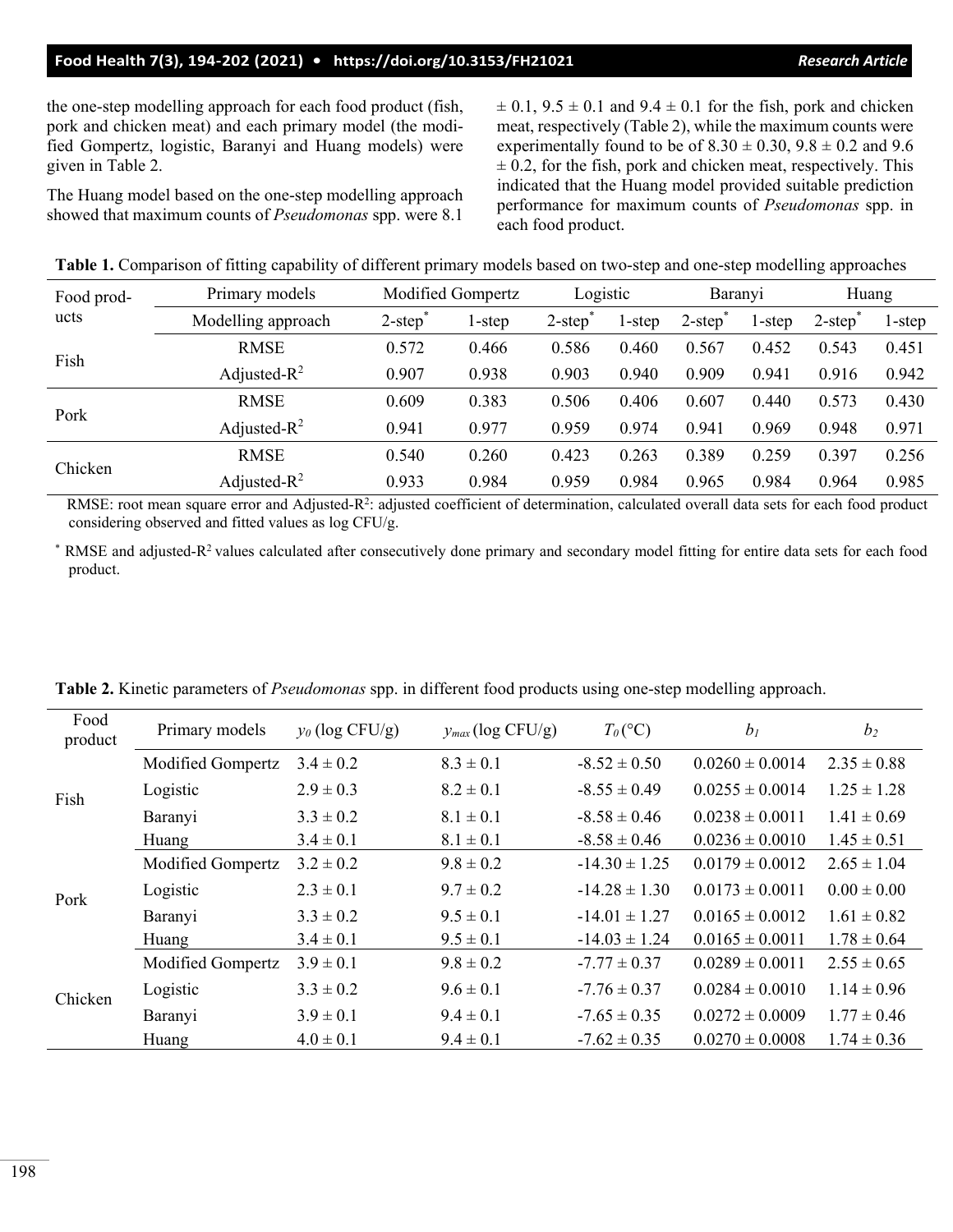the one-step modelling approach for each food product (fish, pork and chicken meat) and each primary model (the modified Gompertz, logistic, Baranyi and Huang models) were given in Table 2.

The Huang model based on the one-step modelling approach showed that maximum counts of *Pseudomonas* spp. were 8.1 ± 0.1, 9.5 ± 0.1 and 9.4 ± 0.1 for the fish, pork and chicken meat, respectively (Table 2), while the maximum counts were experimentally found to be of 8.30 ± 0.30, 9.8 ± 0.2 and 9.6 ± 0.2, for the fish, pork and chicken meat, respectively. This indicated that the Huang model provided suitable prediction performance for maximum counts of *Pseudomonas* spp. in each food product.

**Table 1.** Comparison of fitting capability of different primary models based on two-step and one-step modelling approaches

| Food products | Primary models | Modified Gompertz | | Logistic | | Baranyi | | Huang | |
|---|---|---|---|---|---|---|---|---|---|
| | Modelling approach | 2-step* | 1-step | 2-step* | 1-step | 2-step* | 1-step | 2-step* | 1-step |
| Fish | RMSE | 0.572 | 0.466 | 0.586 | 0.460 | 0.567 | 0.452 | 0.543 | 0.451 |
| | Adjusted-$R^2$ | 0.907 | 0.938 | 0.903 | 0.940 | 0.909 | 0.941 | 0.916 | 0.942 |
| Pork | RMSE | 0.609 | 0.383 | 0.506 | 0.406 | 0.607 | 0.440 | 0.573 | 0.430 |
| | Adjusted-$R^2$ | 0.941 | 0.977 | 0.959 | 0.974 | 0.941 | 0.969 | 0.948 | 0.971 |
| Chicken | RMSE | 0.540 | 0.260 | 0.423 | 0.263 | 0.389 | 0.259 | 0.397 | 0.256 |
| | Adjusted-$R^2$ | 0.933 | 0.984 | 0.959 | 0.984 | 0.965 | 0.984 | 0.964 | 0.985 |

RMSE: root mean square error and Adjusted-$R^2$: adjusted coefficient of determination, calculated overall data sets for each food product considering observed and fitted values as log CFU/g.

* RMSE and adjusted-$R^2$ values calculated after consecutively done primary and secondary model fitting for entire data sets for each food product.

**Table 2.** Kinetic parameters of *Pseudomonas* spp. in different food products using one-step modelling approach.

| Food product | Primary models | $y_0$ (log CFU/g) | $y_{max}$ (log CFU/g) | $T_0$ (°C) | $b_1$ | $b_2$ |
|---|---|---|---|---|---|---|
| Fish | Modified Gompertz | 3.4 ± 0.2 | 8.3 ± 0.1 | -8.52 ± 0.50 | 0.0260 ± 0.0014 | 2.35 ± 0.88 |
| | Logistic | 2.9 ± 0.3 | 8.2 ± 0.1 | -8.55 ± 0.49 | 0.0255 ± 0.0014 | 1.25 ± 1.28 |
| | Baranyi | 3.3 ± 0.2 | 8.1 ± 0.1 | -8.58 ± 0.46 | 0.0238 ± 0.0011 | 1.41 ± 0.69 |
| | Huang | 3.4 ± 0.1 | 8.1 ± 0.1 | -8.58 ± 0.46 | 0.0236 ± 0.0010 | 1.45 ± 0.51 |
| Pork | Modified Gompertz | 3.2 ± 0.2 | 9.8 ± 0.2 | -14.30 ± 1.25 | 0.0179 ± 0.0012 | 2.65 ± 1.04 |
| | Logistic | 2.3 ± 0.1 | 9.7 ± 0.2 | -14.28 ± 1.30 | 0.0173 ± 0.0011 | 0.00 ± 0.00 |
| | Baranyi | 3.3 ± 0.2 | 9.5 ± 0.1 | -14.01 ± 1.27 | 0.0165 ± 0.0012 | 1.61 ± 0.82 |
| | Huang | 3.4 ± 0.1 | 9.5 ± 0.1 | -14.03 ± 1.24 | 0.0165 ± 0.0011 | 1.78 ± 0.64 |
| Chicken | Modified Gompertz | 3.9 ± 0.1 | 9.8 ± 0.2 | -7.77 ± 0.37 | 0.0289 ± 0.0011 | 2.55 ± 0.65 |
| | Logistic | 3.3 ± 0.2 | 9.6 ± 0.1 | -7.76 ± 0.37 | 0.0284 ± 0.0010 | 1.14 ± 0.96 |
| | Baranyi | 3.9 ± 0.1 | 9.4 ± 0.1 | -7.65 ± 0.35 | 0.0272 ± 0.0009 | 1.77 ± 0.46 |
| | Huang | 4.0 ± 0.1 | 9.4 ± 0.1 | -7.62 ± 0.35 | 0.0270 ± 0.0008 | 1.74 ± 0.36 |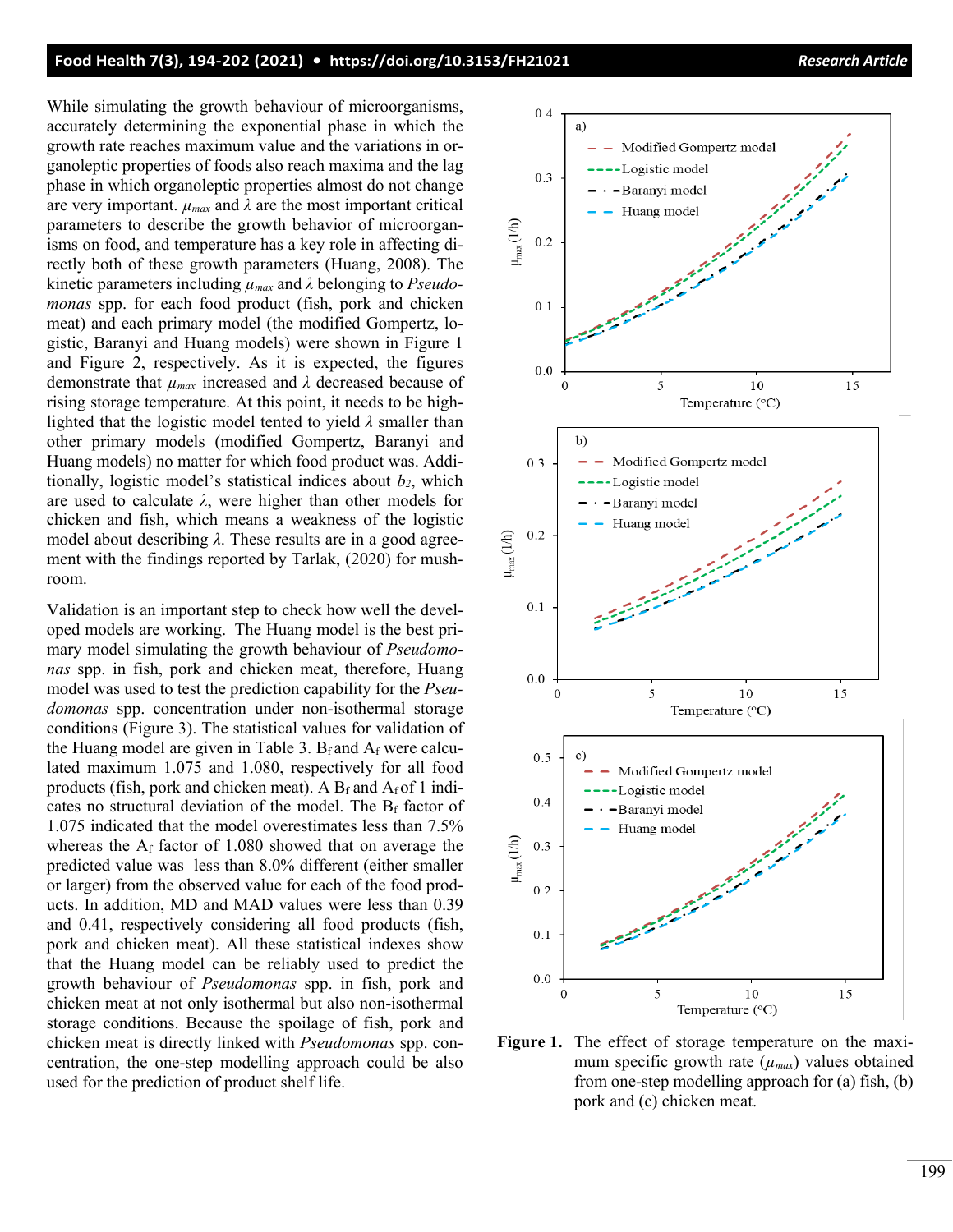While simulating the growth behaviour of microorganisms, accurately determining the exponential phase in which the growth rate reaches maximum value and the variations in organoleptic properties of foods also reach maxima and the lag phase in which organoleptic properties almost do not change are very important. $\mu_{max}$ and $\lambda$ are the most important critical parameters to describe the growth behavior of microorganisms on food, and temperature has a key role in affecting directly both of these growth parameters (Huang, 2008). The kinetic parameters including $\mu_{max}$ and $\lambda$ belonging to *Pseudomonas* spp. for each food product (fish, pork and chicken meat) and each primary model (the modified Gompertz, logistic, Baranyi and Huang models) were shown in Figure 1 and Figure 2, respectively. As it is expected, the figures demonstrate that $\mu_{max}$ increased and $\lambda$ decreased because of rising storage temperature. At this point, it needs to be highlighted that the logistic model tented to yield $\lambda$ smaller than other primary models (modified Gompertz, Baranyi and Huang models) no matter for which food product was. Additionally, logistic model's statistical indices about $b_2$, which are used to calculate $\lambda$, were higher than other models for chicken and fish, which means a weakness of the logistic model about describing $\lambda$. These results are in a good agreement with the findings reported by Tarlak, (2020) for mushroom.

Validation is an important step to check how well the developed models are working. The Huang model is the best primary model simulating the growth behaviour of *Pseudomonas* spp. in fish, pork and chicken meat, therefore, Huang model was used to test the prediction capability for the *Pseudomonas* spp. concentration under non-isothermal storage conditions (Figure 3). The statistical values for validation of the Huang model are given in Table 3. $B_f$ and $A_f$ were calculated maximum 1.075 and 1.080, respectively for all food products (fish, pork and chicken meat). A $B_f$ and $A_f$ of 1 indicates no structural deviation of the model. The $B_f$ factor of 1.075 indicated that the model overestimates less than 7.5% whereas the $A_f$ factor of 1.080 showed that on average the predicted value was less than 8.0% different (either smaller or larger) from the observed value for each of the food products. In addition, MD and MAD values were less than 0.39 and 0.41, respectively considering all food products (fish, pork and chicken meat). All these statistical indexes show that the Huang model can be reliably used to predict the growth behaviour of *Pseudomonas* spp. in fish, pork and chicken meat at not only isothermal but also non-isothermal storage conditions. Because the spoilage of fish, pork and chicken meat is directly linked with *Pseudomonas* spp. concentration, the one-step modelling approach could be also used for the prediction of product shelf life.

**Figure 1.** The effect of storage temperature on the maximum specific growth rate ($\mu_{max}$) values obtained from one-step modelling approach for (a) fish, (b) pork and (c) chicken meat.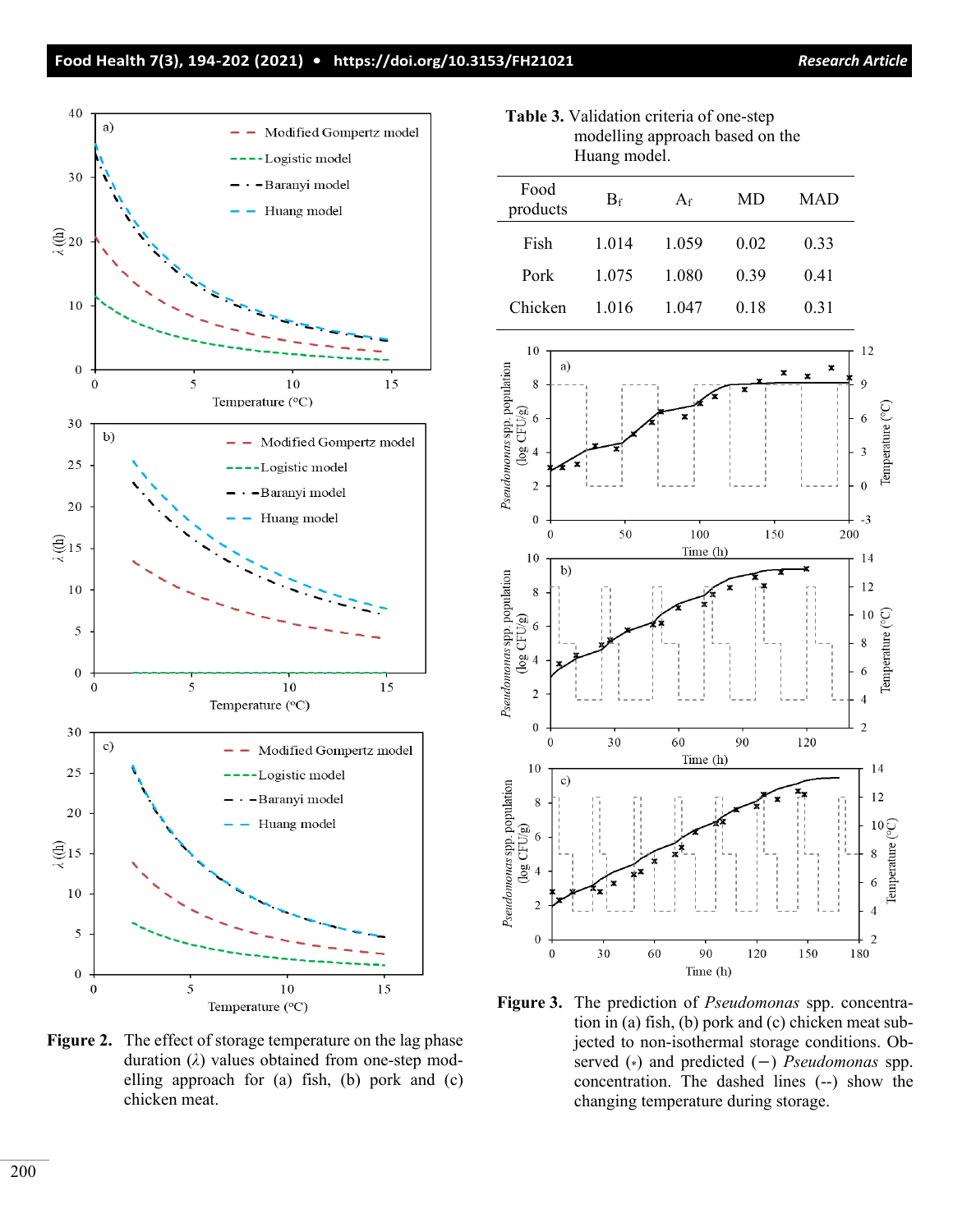**Table 3.** Validation criteria of one-step modelling approach based on the Huang model.

| Food products | $B_f$ | $A_f$ | MD | MAD |
|---|---|---|---|---|
| Fish | 1.014 | 1.059 | 0.02 | 0.33 |
| Pork | 1.075 | 1.080 | 0.39 | 0.41 |
| Chicken | 1.016 | 1.047 | 0.18 | 0.31 |

**Figure 2.** The effect of storage temperature on the lag phase duration ($\lambda$) values obtained from one-step modelling approach for (a) fish, (b) pork and (c) chicken meat.

**Figure 3.** The prediction of *Pseudomonas* spp. concentration in (a) fish, (b) pork and (c) chicken meat subjected to non-isothermal storage conditions. Observed (*) and predicted (—) *Pseudomonas* spp. concentration. The dashed lines (--) show the changing temperature during storage.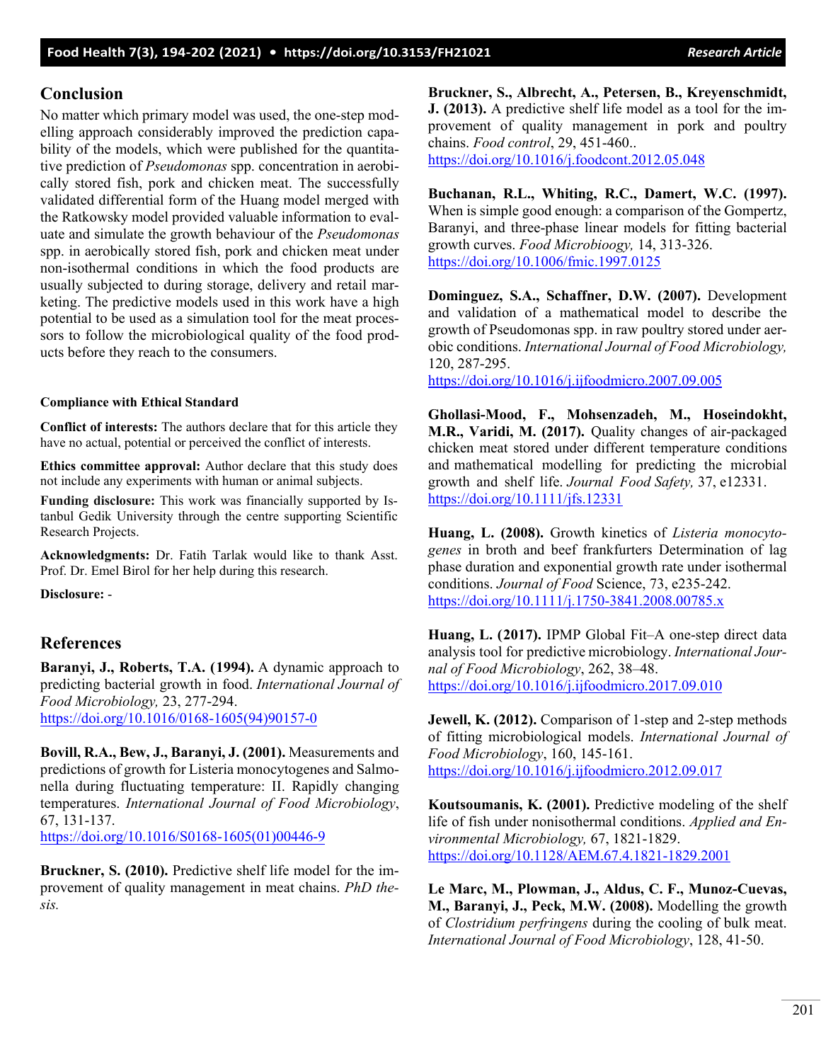## Conclusion

No matter which primary model was used, the one-step modelling approach considerably improved the prediction capability of the models, which were published for the quantitative prediction of *Pseudomonas* spp. concentration in aerobically stored fish, pork and chicken meat. The successfully validated differential form of the Huang model merged with the Ratkowsky model provided valuable information to evaluate and simulate the growth behaviour of the *Pseudomonas* spp. in aerobically stored fish, pork and chicken meat under non-isothermal conditions in which the food products are usually subjected to during storage, delivery and retail marketing. The predictive models used in this work have a high potential to be used as a simulation tool for the meat processors to follow the microbiological quality of the food products before they reach to the consumers.

**Compliance with Ethical Standard**

**Conflict of interests:** The authors declare that for this article they have no actual, potential or perceived the conflict of interests.

**Ethics committee approval:** Author declare that this study does not include any experiments with human or animal subjects.

**Funding disclosure:** This work was financially supported by Istanbul Gedik University through the centre supporting Scientific Research Projects.

**Acknowledgments:** Dr. Fatih Tarlak would like to thank Asst. Prof. Dr. Emel Birol for her help during this research.

**Disclosure:** -

## References

**Baranyi, J., Roberts, T.A. (1994).** A dynamic approach to predicting bacterial growth in food. *International Journal of Food Microbiology,* 23, 277-294. https://doi.org/10.1016/0168-1605(94)90157-0

**Bovill, R.A., Bew, J., Baranyi, J. (2001).** Measurements and predictions of growth for Listeria monocytogenes and Salmonella during fluctuating temperature: II. Rapidly changing temperatures. *International Journal of Food Microbiology*, 67, 131-137. https://doi.org/10.1016/S0168-1605(01)00446-9

**Bruckner, S. (2010).** Predictive shelf life model for the improvement of quality management in meat chains. *PhD thesis.*

**Bruckner, S., Albrecht, A., Petersen, B., Kreyenschmidt, J. (2013).** A predictive shelf life model as a tool for the improvement of quality management in pork and poultry chains. *Food control*, 29, 451-460.. https://doi.org/10.1016/j.foodcont.2012.05.048

**Buchanan, R.L., Whiting, R.C., Damert, W.C. (1997).** When is simple good enough: a comparison of the Gompertz, Baranyi, and three-phase linear models for fitting bacterial growth curves. *Food Microbioogy,* 14, 313-326. https://doi.org/10.1006/fmic.1997.0125

**Dominguez, S.A., Schaffner, D.W. (2007).** Development and validation of a mathematical model to describe the growth of Pseudomonas spp. in raw poultry stored under aerobic conditions. *International Journal of Food Microbiology,* 120, 287-295. https://doi.org/10.1016/j.ijfoodmicro.2007.09.005

**Ghollasi-Mood, F., Mohsenzadeh, M., Hoseindokht, M.R., Varidi, M. (2017).** Quality changes of air-packaged chicken meat stored under different temperature conditions and mathematical modelling for predicting the microbial growth and shelf life. *Journal Food Safety,* 37, e12331. https://doi.org/10.1111/jfs.12331

**Huang, L. (2008).** Growth kinetics of *Listeria monocytogenes* in broth and beef frankfurters Determination of lag phase duration and exponential growth rate under isothermal conditions. *Journal of Food* Science, 73, e235-242. https://doi.org/10.1111/j.1750-3841.2008.00785.x

**Huang, L. (2017).** IPMP Global Fit–A one-step direct data analysis tool for predictive microbiology. *International Journal of Food Microbiology*, 262, 38–48. https://doi.org/10.1016/j.ijfoodmicro.2017.09.010

**Jewell, K. (2012).** Comparison of 1-step and 2-step methods of fitting microbiological models. *International Journal of Food Microbiology*, 160, 145-161. https://doi.org/10.1016/j.ijfoodmicro.2012.09.017

**Koutsoumanis, K. (2001).** Predictive modeling of the shelf life of fish under nonisothermal conditions. *Applied and Environmental Microbiology,* 67, 1821-1829. https://doi.org/10.1128/AEM.67.4.1821-1829.2001

**Le Marc, M., Plowman, J., Aldus, C. F., Munoz-Cuevas, M., Baranyi, J., Peck, M.W. (2008).** Modelling the growth of *Clostridium perfringens* during the cooling of bulk meat. *International Journal of Food Microbiology*, 128, 41-50.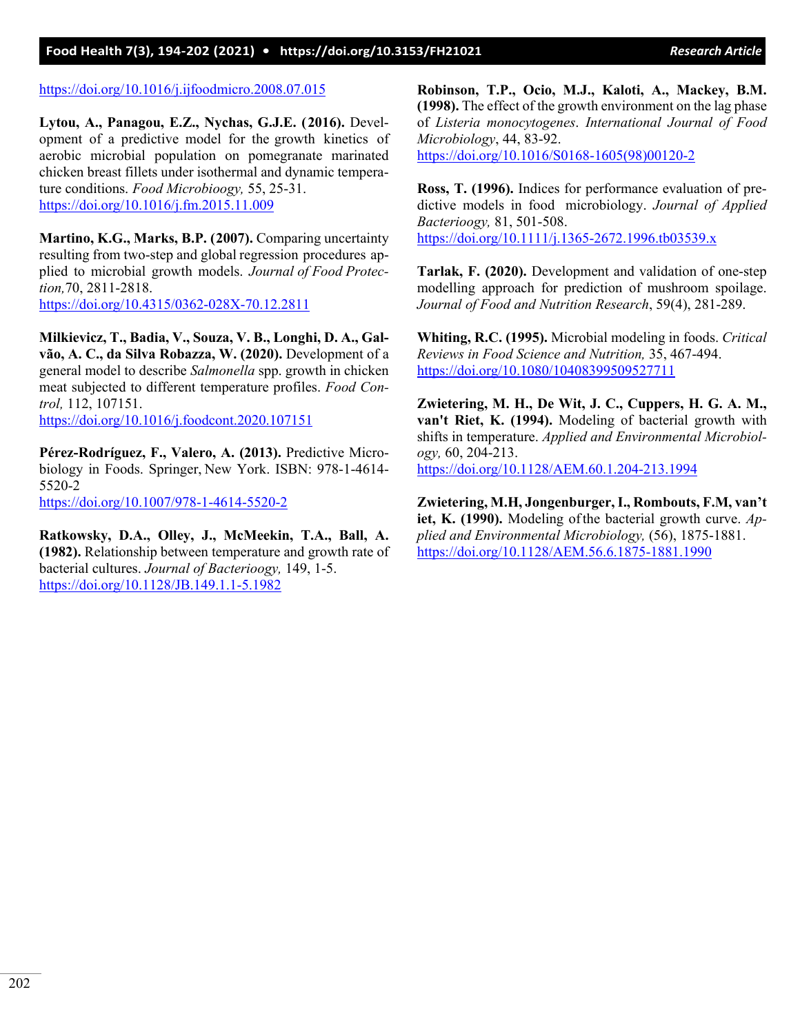https://doi.org/10.1016/j.ijfoodmicro.2008.07.015

**Lytou, A., Panagou, E.Z., Nychas, G.J.E. (2016).** Development of a predictive model for the growth kinetics of aerobic microbial population on pomegranate marinated chicken breast fillets under isothermal and dynamic temperature conditions. *Food Microbioogy,* 55, 25-31. https://doi.org/10.1016/j.fm.2015.11.009

**Martino, K.G., Marks, B.P. (2007).** Comparing uncertainty resulting from two-step and global regression procedures applied to microbial growth models. *Journal of Food Protection,*70, 2811-2818. https://doi.org/10.4315/0362-028X-70.12.2811

**Milkievicz, T., Badia, V., Souza, V. B., Longhi, D. A., Galvão, A. C., da Silva Robazza, W. (2020).** Development of a general model to describe *Salmonella* spp. growth in chicken meat subjected to different temperature profiles. *Food Control,* 112, 107151. https://doi.org/10.1016/j.foodcont.2020.107151

**Pérez-Rodríguez, F., Valero, A. (2013).** Predictive Microbiology in Foods. Springer, New York. ISBN: 978-1-4614-5520-2 https://doi.org/10.1007/978-1-4614-5520-2

**Ratkowsky, D.A., Olley, J., McMeekin, T.A., Ball, A. (1982).** Relationship between temperature and growth rate of bacterial cultures. *Journal of Bacterioogy,* 149, 1-5. https://doi.org/10.1128/JB.149.1.1-5.1982

**Robinson, T.P., Ocio, M.J., Kaloti, A., Mackey, B.M. (1998).** The effect of the growth environment on the lag phase of *Listeria monocytogenes*. *International Journal of Food Microbiology*, 44, 83-92. https://doi.org/10.1016/S0168-1605(98)00120-2

**Ross, T. (1996).** Indices for performance evaluation of predictive models in food microbiology. *Journal of Applied Bacterioogy,* 81, 501-508. https://doi.org/10.1111/j.1365-2672.1996.tb03539.x

**Tarlak, F. (2020).** Development and validation of one-step modelling approach for prediction of mushroom spoilage. *Journal of Food and Nutrition Research*, 59(4), 281-289.

**Whiting, R.C. (1995).** Microbial modeling in foods. *Critical Reviews in Food Science and Nutrition,* 35, 467-494. https://doi.org/10.1080/10408399509527711

**Zwietering, M. H., De Wit, J. C., Cuppers, H. G. A. M., van't Riet, K. (1994).** Modeling of bacterial growth with shifts in temperature. *Applied and Environmental Microbiology,* 60, 204-213. https://doi.org/10.1128/AEM.60.1.204-213.1994

**Zwietering, M.H, Jongenburger, I., Rombouts, F.M, van't iet, K. (1990).** Modeling of the bacterial growth curve. *Applied and Environmental Microbiology,* (56), 1875-1881. https://doi.org/10.1128/AEM.56.6.1875-1881.1990